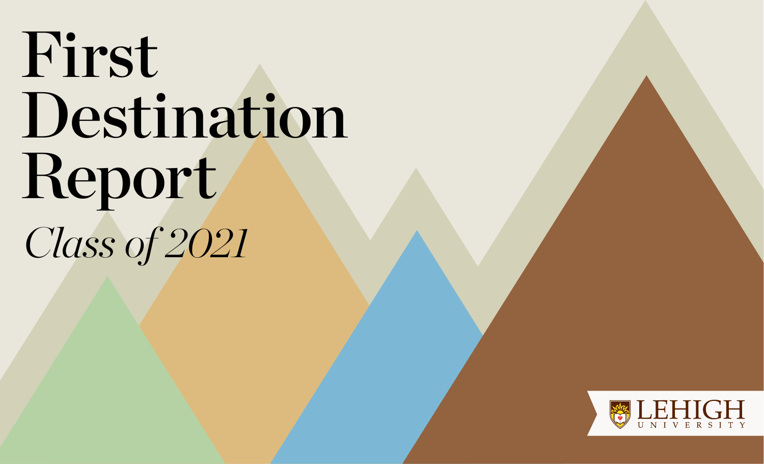# First Destination Report

*Class of 2021*

LEHIGH UNIVERSITY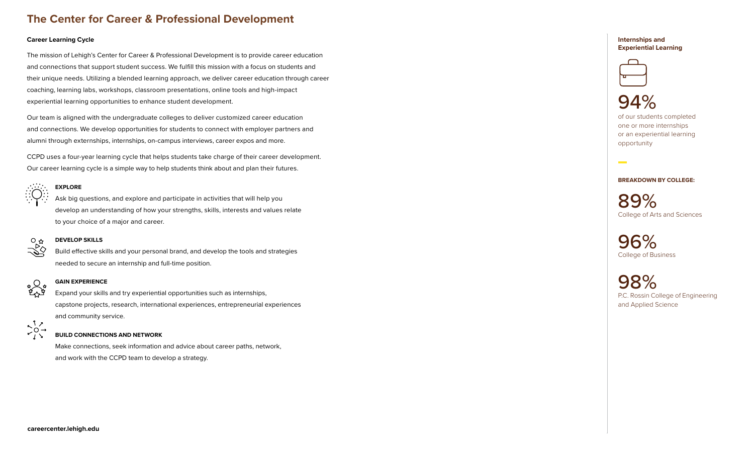# The Center for Career & Professional Development

### Career Learning Cycle

The mission of Lehigh's Center for Career & Professional Development is to provide career education and connections that support student success. We fulfill this mission with a focus on students and their unique needs. Utilizing a blended learning approach, we deliver career education through career coaching, learning labs, workshops, classroom presentations, online tools and high-impact experiential learning opportunities to enhance student development.

Our team is aligned with the undergraduate colleges to deliver customized career education and connections. We develop opportunities for students to connect with employer partners and alumni through externships, internships, on-campus interviews, career expos and more.

CCPD uses a four-year learning cycle that helps students take charge of their career development. Our career learning cycle is a simple way to help students think about and plan their futures.

**EXPLORE**

Ask big questions, and explore and participate in activities that will help you develop an understanding of how your strengths, skills, interests and values relate to your choice of a major and career.

**DEVELOP SKILLS**

Build effective skills and your personal brand, and develop the tools and strategies needed to secure an internship and full-time position.

**GAIN EXPERIENCE**

Expand your skills and try experiential opportunities such as internships, capstone projects, research, international experiences, entrepreneurial experiences and community service.

**BUILD CONNECTIONS AND NETWORK**

Make connections, seek information and advice about career paths, network, and work with the CCPD team to develop a strategy.

**careercenter.lehigh.edu**

### Internships and Experiential Learning

**94%**
of our students completed one or more internships or an experiential learning opportunity

**BREAKDOWN BY COLLEGE:**

**89%**
College of Arts and Sciences

**96%**
College of Business

**98%**
P.C. Rossin College of Engineering and Applied Science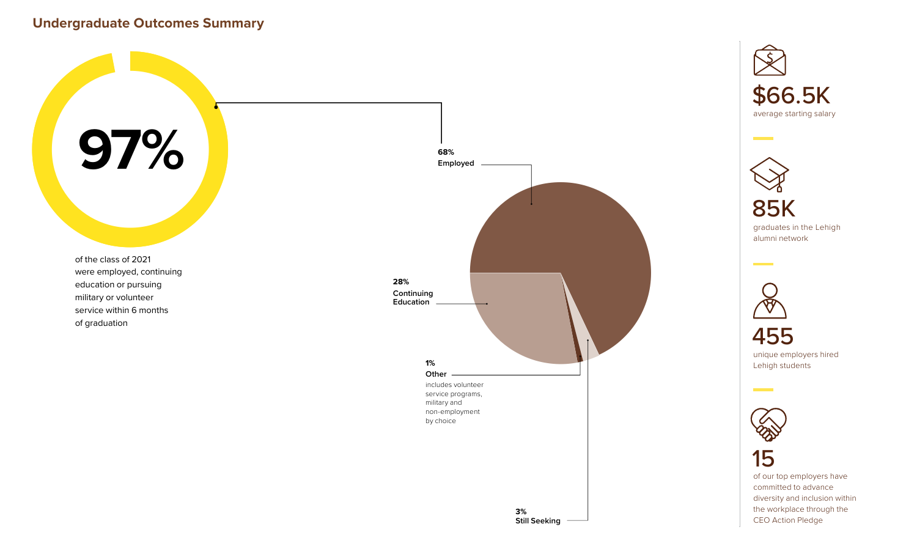## Undergraduate Outcomes Summary

**97%**

of the class of 2021 were employed, continuing education or pursuing military or volunteer service within 6 months of graduation

**68%**
**Employed**

**28%**
**Continuing Education**

**1%**
**Other**
includes volunteer service programs, military and non-employment by choice

**3%**
**Still Seeking**

**$66.5K**
average starting salary

**85K**
graduates in the Lehigh alumni network

**455**
unique employers hired Lehigh students

**15**
of our top employers have committed to advance diversity and inclusion within the workplace through the CEO Action Pledge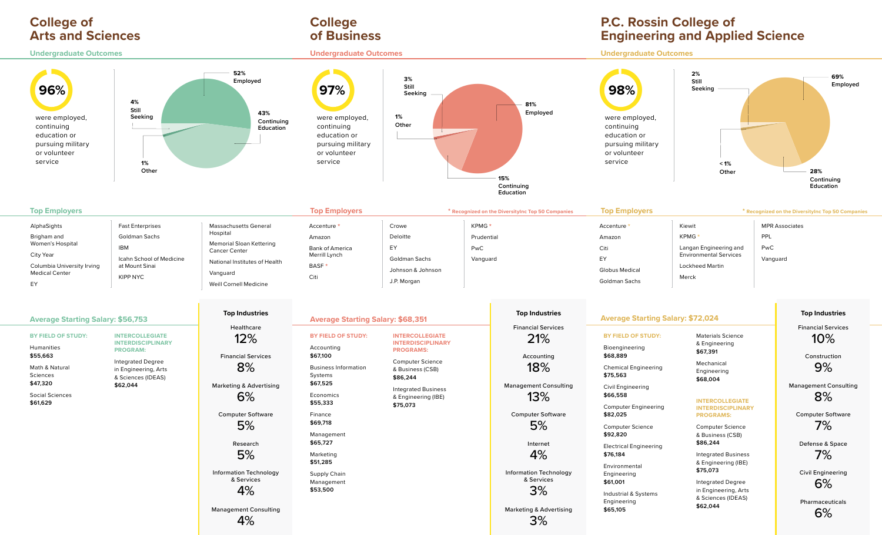## College of Arts and Sciences

### Undergraduate Outcomes

**96%** were employed, continuing education or pursuing military or volunteer service

- 52% Employed
- 43% Continuing Education
- 4% Still Seeking
- 1% Other

### Top Employers

- AlphaSights
- Brigham and Women's Hospital
- City Year
- Columbia University Irving Medical Center
- EY
- Fast Enterprises
- Goldman Sachs
- IBM
- Icahn School of Medicine at Mount Sinai
- KIPP NYC
- Massachusetts General Hospital
- Memorial Sloan Kettering Cancer Center
- National Institutes of Health
- Vanguard
- Weill Cornell Medicine

### Average Starting Salary: $56,753

**BY FIELD OF STUDY:**

- Humanities **$55,663**
- Math & Natural Sciences **$47,320**
- Social Sciences **$61,629**

**INTERCOLLEGIATE INTERDISCIPLINARY PROGRAM:**

- Integrated Degree in Engineering, Arts & Sciences (IDEAS) **$62,044**

### Top Industries

| Industry | % |
|---|---|
| Healthcare | 12% |
| Financial Services | 8% |
| Marketing & Advertising | 6% |
| Computer Software | 5% |
| Research | 5% |
| Information Technology & Services | 4% |
| Management Consulting | 4% |

## College of Business

### Undergraduate Outcomes

**97%** were employed, continuing education or pursuing military or volunteer service

- 81% Employed
- 15% Continuing Education
- 3% Still Seeking
- 1% Other

### Top Employers

\* Recognized on the DiversityInc Top 50 Companies

- Accenture *
- Amazon
- Bank of America Merrill Lynch
- BASF *
- Citi
- Crowe
- Deloitte
- EY
- Goldman Sachs
- Johnson & Johnson
- J.P. Morgan
- KPMG *
- Prudential
- PwC
- Vanguard

### Average Starting Salary: $68,351

**BY FIELD OF STUDY:**

- Accounting **$67,100**
- Business Information Systems **$67,525**
- Economics **$55,333**
- Finance **$69,718**
- Management **$65,727**
- Marketing **$51,285**
- Supply Chain Management **$53,500**

**INTERCOLLEGIATE INTERDISCIPLINARY PROGRAMS:**

- Computer Science & Business (CSB) **$86,244**
- Integrated Business & Engineering (IBE) **$75,073**

### Top Industries

| Industry | % |
|---|---|
| Financial Services | 21% |
| Accounting | 18% |
| Management Consulting | 13% |
| Computer Software | 5% |
| Internet | 4% |
| Information Technology & Services | 3% |
| Marketing & Advertising | 3% |

## P.C. Rossin College of Engineering and Applied Science

### Undergraduate Outcomes

**98%** were employed, continuing education or pursuing military or volunteer service

- 69% Employed
- 28% Continuing Education
- 2% Still Seeking
- < 1% Other

### Top Employers

\* Recognized on the DiversityInc Top 50 Companies

- Accenture *
- Amazon
- Citi
- EY
- Globus Medical
- Goldman Sachs
- Kiewit
- KPMG *
- Langan Engineering and Environmental Services
- Lockheed Martin
- Merck
- MPR Associates
- PPL
- PwC
- Vanguard

### Average Starting Salary: $72,024

**BY FIELD OF STUDY:**

- Bioengineering **$68,889**
- Chemical Engineering **$75,563**
- Civil Engineering **$66,558**
- Computer Engineering **$82,025**
- Computer Science **$92,820**
- Electrical Engineering **$76,184**
- Environmental Engineering **$61,001**
- Industrial & Systems Engineering **$65,105**
- Materials Science & Engineering **$67,391**
- Mechanical Engineering **$68,004**

**INTERCOLLEGIATE INTERDISCIPLINARY PROGRAMS:**

- Computer Science & Business (CSB) **$86,244**
- Integrated Business & Engineering (IBE) **$75,073**
- Integrated Degree in Engineering, Arts & Sciences (IDEAS) **$62,044**

### Top Industries

| Industry | % |
|---|---|
| Financial Services | 10% |
| Construction | 9% |
| Management Consulting | 8% |
| Computer Software | 7% |
| Defense & Space | 7% |
| Civil Engineering | 6% |
| Pharmaceuticals | 6% |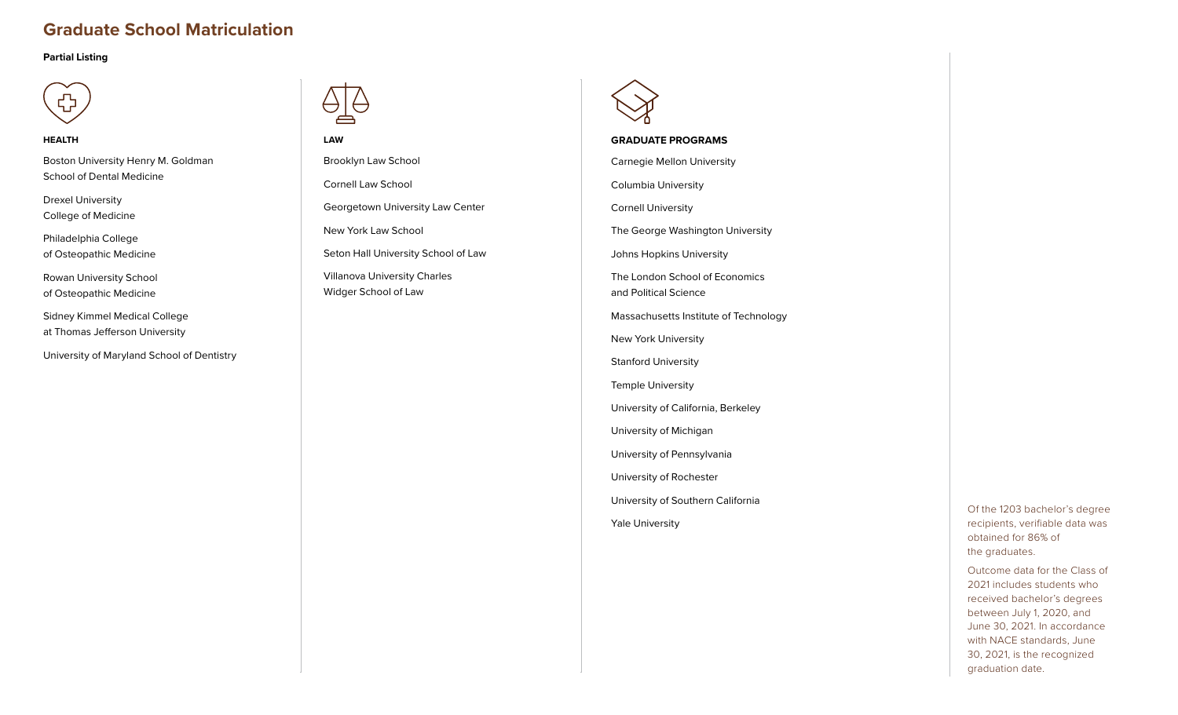# Graduate School Matriculation

**Partial Listing**

### HEALTH

- Boston University Henry M. Goldman School of Dental Medicine
- Drexel University College of Medicine
- Philadelphia College of Osteopathic Medicine
- Rowan University School of Osteopathic Medicine
- Sidney Kimmel Medical College at Thomas Jefferson University
- University of Maryland School of Dentistry

### LAW

- Brooklyn Law School
- Cornell Law School
- Georgetown University Law Center
- New York Law School
- Seton Hall University School of Law
- Villanova University Charles Widger School of Law

### GRADUATE PROGRAMS

- Carnegie Mellon University
- Columbia University
- Cornell University
- The George Washington University
- Johns Hopkins University
- The London School of Economics and Political Science
- Massachusetts Institute of Technology
- New York University
- Stanford University
- Temple University
- University of California, Berkeley
- University of Michigan
- University of Pennsylvania
- University of Rochester
- University of Southern California
- Yale University

Of the 1203 bachelor's degree recipients, verifiable data was obtained for 86% of the graduates.

Outcome data for the Class of 2021 includes students who received bachelor's degrees between July 1, 2020, and June 30, 2021. In accordance with NACE standards, June 30, 2021, is the recognized graduation date.